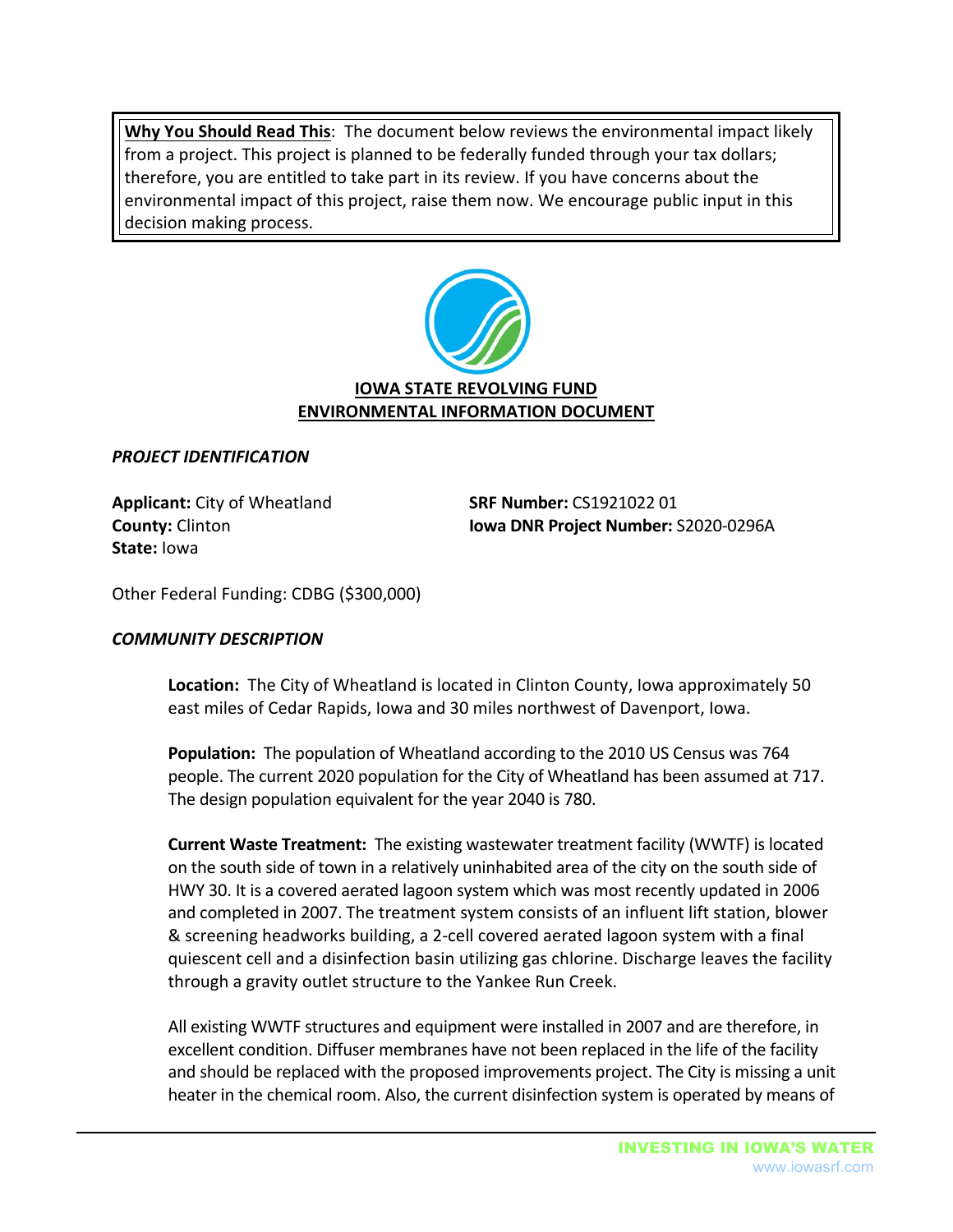**Why You Should Read This**: The document below reviews the environmental impact likely from a project. This project is planned to be federally funded through your tax dollars; therefore, you are entitled to take part in its review. If you have concerns about the environmental impact of this project, raise them now. We encourage public input in this decision making process.

# IOWA STATE REVOLVING FUND
# ENVIRONMENTAL INFORMATION DOCUMENT

### *PROJECT IDENTIFICATION*

**Applicant:** City of Wheatland
**County:** Clinton
**State:** Iowa

**SRF Number:** CS1921022 01
**Iowa DNR Project Number:** S2020-0296A

Other Federal Funding: CDBG ($300,000)

### *COMMUNITY DESCRIPTION*

**Location:** The City of Wheatland is located in Clinton County, Iowa approximately 50 east miles of Cedar Rapids, Iowa and 30 miles northwest of Davenport, Iowa.

**Population:** The population of Wheatland according to the 2010 US Census was 764 people. The current 2020 population for the City of Wheatland has been assumed at 717. The design population equivalent for the year 2040 is 780.

**Current Waste Treatment:** The existing wastewater treatment facility (WWTF) is located on the south side of town in a relatively uninhabited area of the city on the south side of HWY 30. It is a covered aerated lagoon system which was most recently updated in 2006 and completed in 2007. The treatment system consists of an influent lift station, blower & screening headworks building, a 2-cell covered aerated lagoon system with a final quiescent cell and a disinfection basin utilizing gas chlorine. Discharge leaves the facility through a gravity outlet structure to the Yankee Run Creek.

All existing WWTF structures and equipment were installed in 2007 and are therefore, in excellent condition. Diffuser membranes have not been replaced in the life of the facility and should be replaced with the proposed improvements project. The City is missing a unit heater in the chemical room. Also, the current disinfection system is operated by means of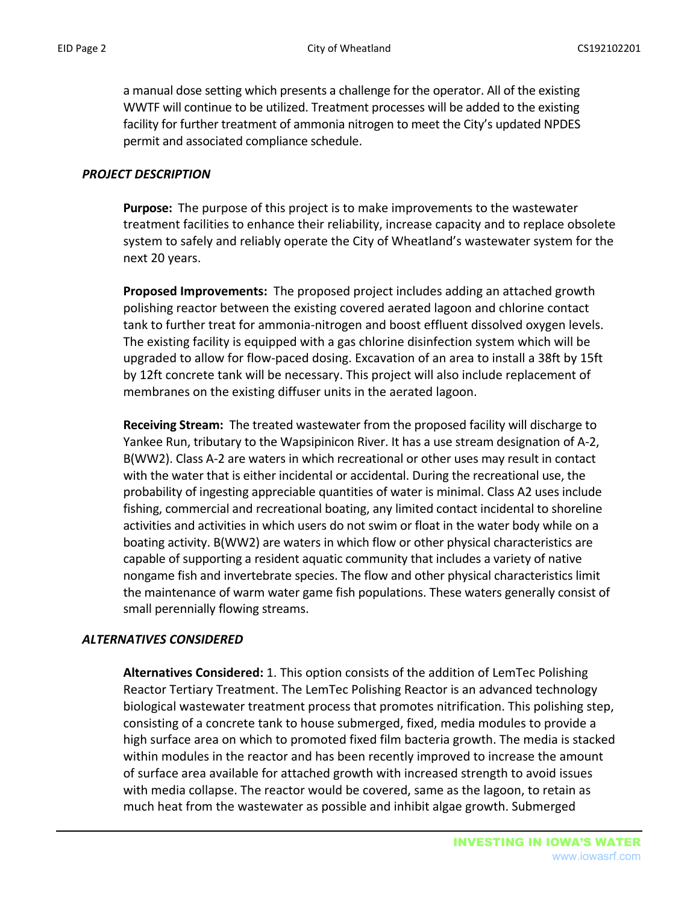a manual dose setting which presents a challenge for the operator. All of the existing WWTF will continue to be utilized. Treatment processes will be added to the existing facility for further treatment of ammonia nitrogen to meet the City's updated NPDES permit and associated compliance schedule.

### *PROJECT DESCRIPTION*

**Purpose:** The purpose of this project is to make improvements to the wastewater treatment facilities to enhance their reliability, increase capacity and to replace obsolete system to safely and reliably operate the City of Wheatland's wastewater system for the next 20 years.

**Proposed Improvements:** The proposed project includes adding an attached growth polishing reactor between the existing covered aerated lagoon and chlorine contact tank to further treat for ammonia-nitrogen and boost effluent dissolved oxygen levels. The existing facility is equipped with a gas chlorine disinfection system which will be upgraded to allow for flow-paced dosing. Excavation of an area to install a 38ft by 15ft by 12ft concrete tank will be necessary. This project will also include replacement of membranes on the existing diffuser units in the aerated lagoon.

**Receiving Stream:** The treated wastewater from the proposed facility will discharge to Yankee Run, tributary to the Wapsipinicon River. It has a use stream designation of A-2, B(WW2). Class A-2 are waters in which recreational or other uses may result in contact with the water that is either incidental or accidental. During the recreational use, the probability of ingesting appreciable quantities of water is minimal. Class A2 uses include fishing, commercial and recreational boating, any limited contact incidental to shoreline activities and activities in which users do not swim or float in the water body while on a boating activity. B(WW2) are waters in which flow or other physical characteristics are capable of supporting a resident aquatic community that includes a variety of native nongame fish and invertebrate species. The flow and other physical characteristics limit the maintenance of warm water game fish populations. These waters generally consist of small perennially flowing streams.

### *ALTERNATIVES CONSIDERED*

**Alternatives Considered:** 1. This option consists of the addition of LemTec Polishing Reactor Tertiary Treatment. The LemTec Polishing Reactor is an advanced technology biological wastewater treatment process that promotes nitrification. This polishing step, consisting of a concrete tank to house submerged, fixed, media modules to provide a high surface area on which to promoted fixed film bacteria growth. The media is stacked within modules in the reactor and has been recently improved to increase the amount of surface area available for attached growth with increased strength to avoid issues with media collapse. The reactor would be covered, same as the lagoon, to retain as much heat from the wastewater as possible and inhibit algae growth. Submerged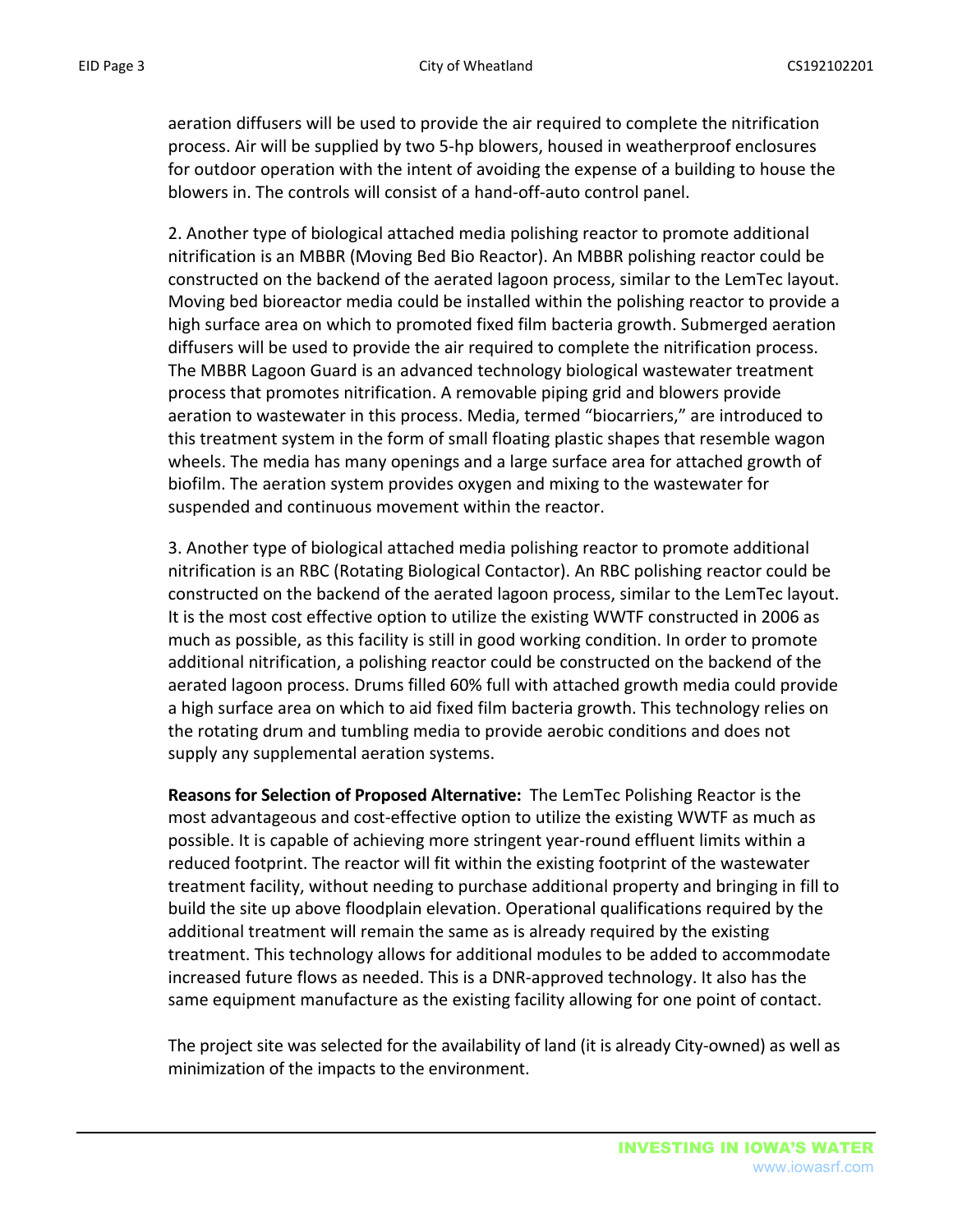aeration diffusers will be used to provide the air required to complete the nitrification process. Air will be supplied by two 5-hp blowers, housed in weatherproof enclosures for outdoor operation with the intent of avoiding the expense of a building to house the blowers in. The controls will consist of a hand-off-auto control panel.

2. Another type of biological attached media polishing reactor to promote additional nitrification is an MBBR (Moving Bed Bio Reactor). An MBBR polishing reactor could be constructed on the backend of the aerated lagoon process, similar to the LemTec layout. Moving bed bioreactor media could be installed within the polishing reactor to provide a high surface area on which to promoted fixed film bacteria growth. Submerged aeration diffusers will be used to provide the air required to complete the nitrification process. The MBBR Lagoon Guard is an advanced technology biological wastewater treatment process that promotes nitrification. A removable piping grid and blowers provide aeration to wastewater in this process. Media, termed "biocarriers," are introduced to this treatment system in the form of small floating plastic shapes that resemble wagon wheels. The media has many openings and a large surface area for attached growth of biofilm. The aeration system provides oxygen and mixing to the wastewater for suspended and continuous movement within the reactor.

3. Another type of biological attached media polishing reactor to promote additional nitrification is an RBC (Rotating Biological Contactor). An RBC polishing reactor could be constructed on the backend of the aerated lagoon process, similar to the LemTec layout. It is the most cost effective option to utilize the existing WWTF constructed in 2006 as much as possible, as this facility is still in good working condition. In order to promote additional nitrification, a polishing reactor could be constructed on the backend of the aerated lagoon process. Drums filled 60% full with attached growth media could provide a high surface area on which to aid fixed film bacteria growth. This technology relies on the rotating drum and tumbling media to provide aerobic conditions and does not supply any supplemental aeration systems.

**Reasons for Selection of Proposed Alternative:** The LemTec Polishing Reactor is the most advantageous and cost-effective option to utilize the existing WWTF as much as possible. It is capable of achieving more stringent year-round effluent limits within a reduced footprint. The reactor will fit within the existing footprint of the wastewater treatment facility, without needing to purchase additional property and bringing in fill to build the site up above floodplain elevation. Operational qualifications required by the additional treatment will remain the same as is already required by the existing treatment. This technology allows for additional modules to be added to accommodate increased future flows as needed. This is a DNR-approved technology. It also has the same equipment manufacture as the existing facility allowing for one point of contact.

The project site was selected for the availability of land (it is already City-owned) as well as minimization of the impacts to the environment.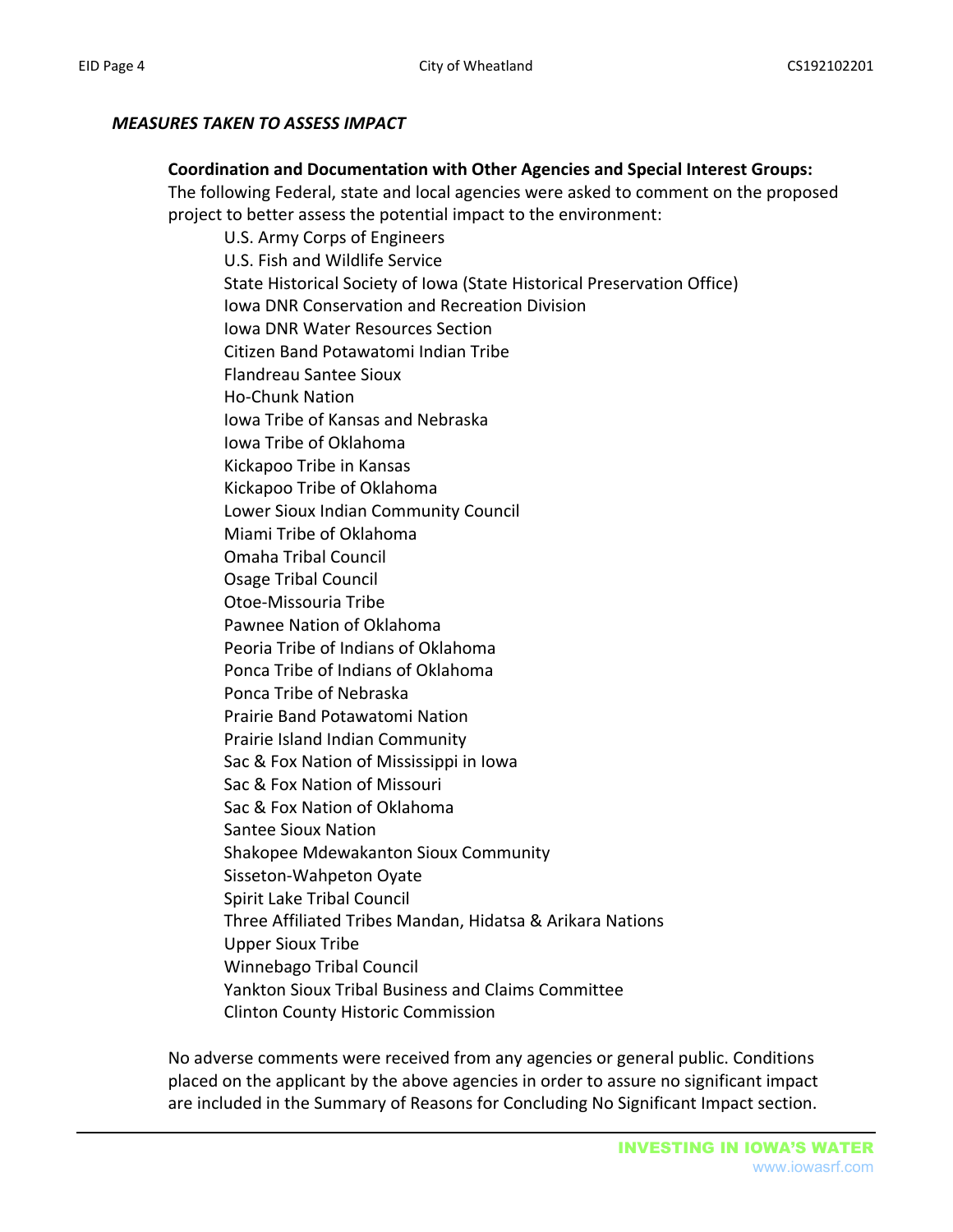## *MEASURES TAKEN TO ASSESS IMPACT*

**Coordination and Documentation with Other Agencies and Special Interest Groups:**
The following Federal, state and local agencies were asked to comment on the proposed project to better assess the potential impact to the environment:

- U.S. Army Corps of Engineers
- U.S. Fish and Wildlife Service
- State Historical Society of Iowa (State Historical Preservation Office)
- Iowa DNR Conservation and Recreation Division
- Iowa DNR Water Resources Section
- Citizen Band Potawatomi Indian Tribe
- Flandreau Santee Sioux
- Ho-Chunk Nation
- Iowa Tribe of Kansas and Nebraska
- Iowa Tribe of Oklahoma
- Kickapoo Tribe in Kansas
- Kickapoo Tribe of Oklahoma
- Lower Sioux Indian Community Council
- Miami Tribe of Oklahoma
- Omaha Tribal Council
- Osage Tribal Council
- Otoe-Missouria Tribe
- Pawnee Nation of Oklahoma
- Peoria Tribe of Indians of Oklahoma
- Ponca Tribe of Indians of Oklahoma
- Ponca Tribe of Nebraska
- Prairie Band Potawatomi Nation
- Prairie Island Indian Community
- Sac & Fox Nation of Mississippi in Iowa
- Sac & Fox Nation of Missouri
- Sac & Fox Nation of Oklahoma
- Santee Sioux Nation
- Shakopee Mdewakanton Sioux Community
- Sisseton-Wahpeton Oyate
- Spirit Lake Tribal Council
- Three Affiliated Tribes Mandan, Hidatsa & Arikara Nations
- Upper Sioux Tribe
- Winnebago Tribal Council
- Yankton Sioux Tribal Business and Claims Committee
- Clinton County Historic Commission

No adverse comments were received from any agencies or general public. Conditions placed on the applicant by the above agencies in order to assure no significant impact are included in the Summary of Reasons for Concluding No Significant Impact section.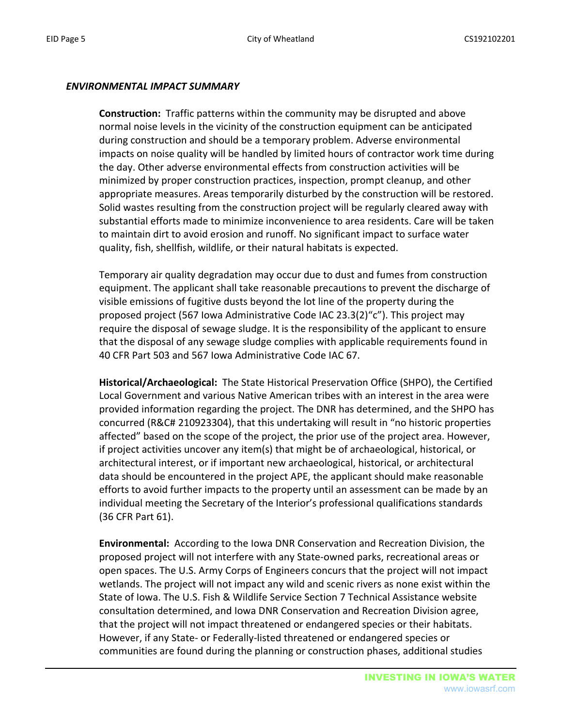***ENVIRONMENTAL IMPACT SUMMARY***

**Construction:** Traffic patterns within the community may be disrupted and above normal noise levels in the vicinity of the construction equipment can be anticipated during construction and should be a temporary problem. Adverse environmental impacts on noise quality will be handled by limited hours of contractor work time during the day. Other adverse environmental effects from construction activities will be minimized by proper construction practices, inspection, prompt cleanup, and other appropriate measures. Areas temporarily disturbed by the construction will be restored. Solid wastes resulting from the construction project will be regularly cleared away with substantial efforts made to minimize inconvenience to area residents. Care will be taken to maintain dirt to avoid erosion and runoff. No significant impact to surface water quality, fish, shellfish, wildlife, or their natural habitats is expected.

Temporary air quality degradation may occur due to dust and fumes from construction equipment. The applicant shall take reasonable precautions to prevent the discharge of visible emissions of fugitive dusts beyond the lot line of the property during the proposed project (567 Iowa Administrative Code IAC 23.3(2)"c"). This project may require the disposal of sewage sludge. It is the responsibility of the applicant to ensure that the disposal of any sewage sludge complies with applicable requirements found in 40 CFR Part 503 and 567 Iowa Administrative Code IAC 67.

**Historical/Archaeological:** The State Historical Preservation Office (SHPO), the Certified Local Government and various Native American tribes with an interest in the area were provided information regarding the project. The DNR has determined, and the SHPO has concurred (R&C# 210923304), that this undertaking will result in "no historic properties affected" based on the scope of the project, the prior use of the project area. However, if project activities uncover any item(s) that might be of archaeological, historical, or architectural interest, or if important new archaeological, historical, or architectural data should be encountered in the project APE, the applicant should make reasonable efforts to avoid further impacts to the property until an assessment can be made by an individual meeting the Secretary of the Interior's professional qualifications standards (36 CFR Part 61).

**Environmental:** According to the Iowa DNR Conservation and Recreation Division, the proposed project will not interfere with any State-owned parks, recreational areas or open spaces. The U.S. Army Corps of Engineers concurs that the project will not impact wetlands. The project will not impact any wild and scenic rivers as none exist within the State of Iowa. The U.S. Fish & Wildlife Service Section 7 Technical Assistance website consultation determined, and Iowa DNR Conservation and Recreation Division agree, that the project will not impact threatened or endangered species or their habitats. However, if any State- or Federally-listed threatened or endangered species or communities are found during the planning or construction phases, additional studies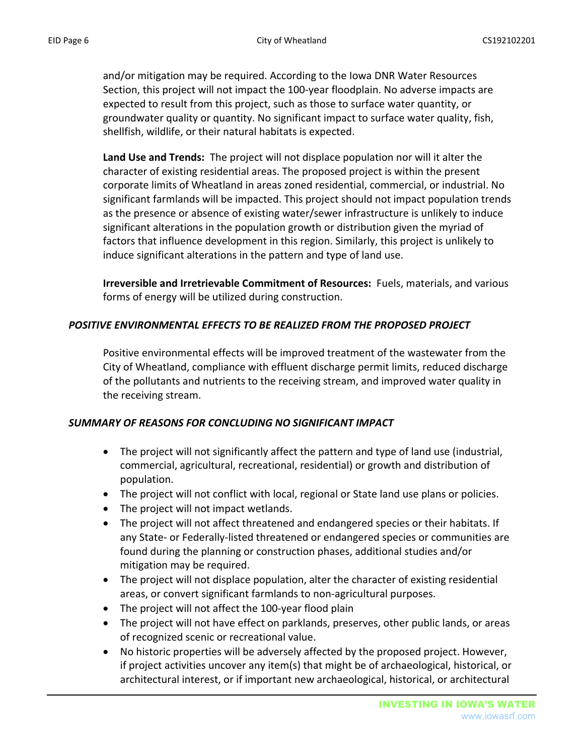and/or mitigation may be required. According to the Iowa DNR Water Resources Section, this project will not impact the 100-year floodplain. No adverse impacts are expected to result from this project, such as those to surface water quantity, or groundwater quality or quantity. No significant impact to surface water quality, fish, shellfish, wildlife, or their natural habitats is expected.

**Land Use and Trends:** The project will not displace population nor will it alter the character of existing residential areas. The proposed project is within the present corporate limits of Wheatland in areas zoned residential, commercial, or industrial. No significant farmlands will be impacted. This project should not impact population trends as the presence or absence of existing water/sewer infrastructure is unlikely to induce significant alterations in the population growth or distribution given the myriad of factors that influence development in this region. Similarly, this project is unlikely to induce significant alterations in the pattern and type of land use.

**Irreversible and Irretrievable Commitment of Resources:** Fuels, materials, and various forms of energy will be utilized during construction.

### *POSITIVE ENVIRONMENTAL EFFECTS TO BE REALIZED FROM THE PROPOSED PROJECT*

Positive environmental effects will be improved treatment of the wastewater from the City of Wheatland, compliance with effluent discharge permit limits, reduced discharge of the pollutants and nutrients to the receiving stream, and improved water quality in the receiving stream.

### *SUMMARY OF REASONS FOR CONCLUDING NO SIGNIFICANT IMPACT*

- The project will not significantly affect the pattern and type of land use (industrial, commercial, agricultural, recreational, residential) or growth and distribution of population.
- The project will not conflict with local, regional or State land use plans or policies.
- The project will not impact wetlands.
- The project will not affect threatened and endangered species or their habitats. If any State- or Federally-listed threatened or endangered species or communities are found during the planning or construction phases, additional studies and/or mitigation may be required.
- The project will not displace population, alter the character of existing residential areas, or convert significant farmlands to non-agricultural purposes.
- The project will not affect the 100-year flood plain
- The project will not have effect on parklands, preserves, other public lands, or areas of recognized scenic or recreational value.
- No historic properties will be adversely affected by the proposed project. However, if project activities uncover any item(s) that might be of archaeological, historical, or architectural interest, or if important new archaeological, historical, or architectural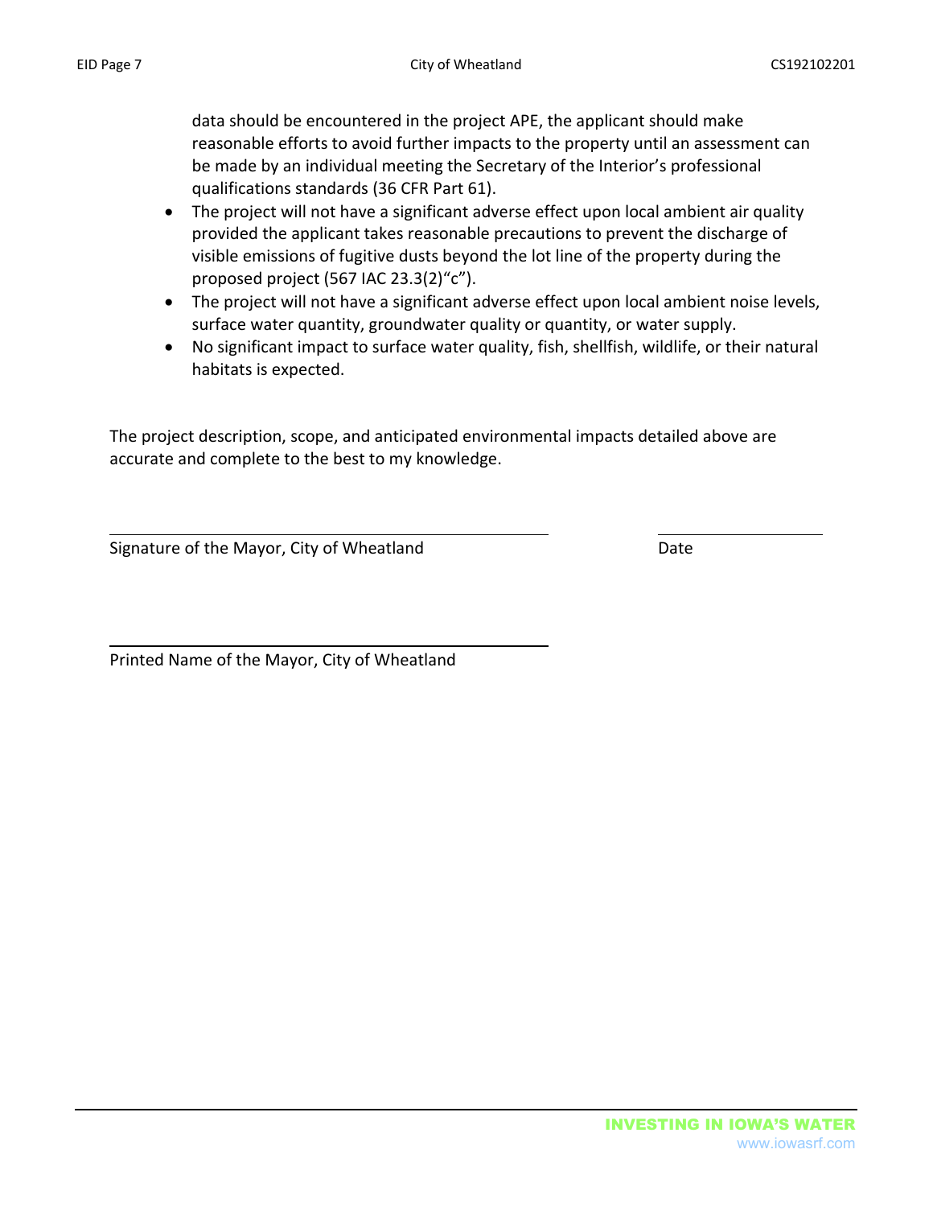data should be encountered in the project APE, the applicant should make reasonable efforts to avoid further impacts to the property until an assessment can be made by an individual meeting the Secretary of the Interior's professional qualifications standards (36 CFR Part 61).

- The project will not have a significant adverse effect upon local ambient air quality provided the applicant takes reasonable precautions to prevent the discharge of visible emissions of fugitive dusts beyond the lot line of the property during the proposed project (567 IAC 23.3(2)"c").
- The project will not have a significant adverse effect upon local ambient noise levels, surface water quantity, groundwater quality or quantity, or water supply.
- No significant impact to surface water quality, fish, shellfish, wildlife, or their natural habitats is expected.

The project description, scope, and anticipated environmental impacts detailed above are accurate and complete to the best to my knowledge.

\_\_\_\_\_\_\_\_\_\_\_\_\_\_\_\_\_\_\_\_\_\_\_\_\_\_\_\_\_\_\_\_\_\_\_\_\_\_\_\_ \_\_\_\_\_\_\_\_\_\_\_\_\_\_\_\_

Signature of the Mayor, City of Wheatland Date

\_\_\_\_\_\_\_\_\_\_\_\_\_\_\_\_\_\_\_\_\_\_\_\_\_\_\_\_\_\_\_\_\_\_\_\_\_\_\_\_

Printed Name of the Mayor, City of Wheatland